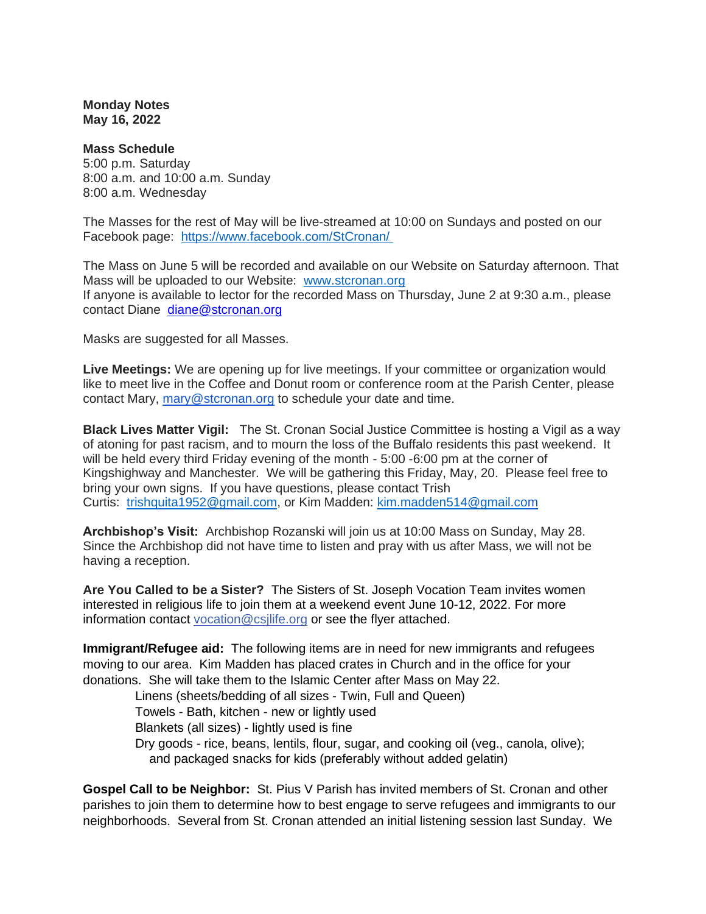**Monday Notes**
**May 16, 2022**

**Mass Schedule**
5:00 p.m. Saturday
8:00 a.m. and 10:00 a.m. Sunday
8:00 a.m. Wednesday

The Masses for the rest of May will be live-streamed at 10:00 on Sundays and posted on our Facebook page: [https://www.facebook.com/StCronan/](https://www.facebook.com/StCronan/)

The Mass on June 5 will be recorded and available on our Website on Saturday afternoon. That Mass will be uploaded to our Website: [www.stcronan.org](http://www.stcronan.org)
If anyone is available to lector for the recorded Mass on Thursday, June 2 at 9:30 a.m., please contact Diane [diane@stcronan.org](mailto:diane@stcronan.org)

Masks are suggested for all Masses.

**Live Meetings:** We are opening up for live meetings. If your committee or organization would like to meet live in the Coffee and Donut room or conference room at the Parish Center, please contact Mary, [mary@stcronan.org](mailto:mary@stcronan.org) to schedule your date and time.

**Black Lives Matter Vigil:** The St. Cronan Social Justice Committee is hosting a Vigil as a way of atoning for past racism, and to mourn the loss of the Buffalo residents this past weekend. It will be held every third Friday evening of the month - 5:00 -6:00 pm at the corner of Kingshighway and Manchester. We will be gathering this Friday, May, 20. Please feel free to bring your own signs. If you have questions, please contact Trish Curtis: [trishquita1952@gmail.com](mailto:trishquita1952@gmail.com), or Kim Madden: [kim.madden514@gmail.com](mailto:kim.madden514@gmail.com)

**Archbishop's Visit:** Archbishop Rozanski will join us at 10:00 Mass on Sunday, May 28. Since the Archbishop did not have time to listen and pray with us after Mass, we will not be having a reception.

**Are You Called to be a Sister?** The Sisters of St. Joseph Vocation Team invites women interested in religious life to join them at a weekend event June 10-12, 2022. For more information contact [vocation@csjlife.org](mailto:vocation@csjlife.org) or see the flyer attached.

**Immigrant/Refugee aid:** The following items are in need for new immigrants and refugees moving to our area. Kim Madden has placed crates in Church and in the office for your donations. She will take them to the Islamic Center after Mass on May 22.

- Linens (sheets/bedding of all sizes - Twin, Full and Queen)
- Towels - Bath, kitchen - new or lightly used
- Blankets (all sizes) - lightly used is fine
- Dry goods - rice, beans, lentils, flour, sugar, and cooking oil (veg., canola, olive); and packaged snacks for kids (preferably without added gelatin)

**Gospel Call to be Neighbor:** St. Pius V Parish has invited members of St. Cronan and other parishes to join them to determine how to best engage to serve refugees and immigrants to our neighborhoods. Several from St. Cronan attended an initial listening session last Sunday. We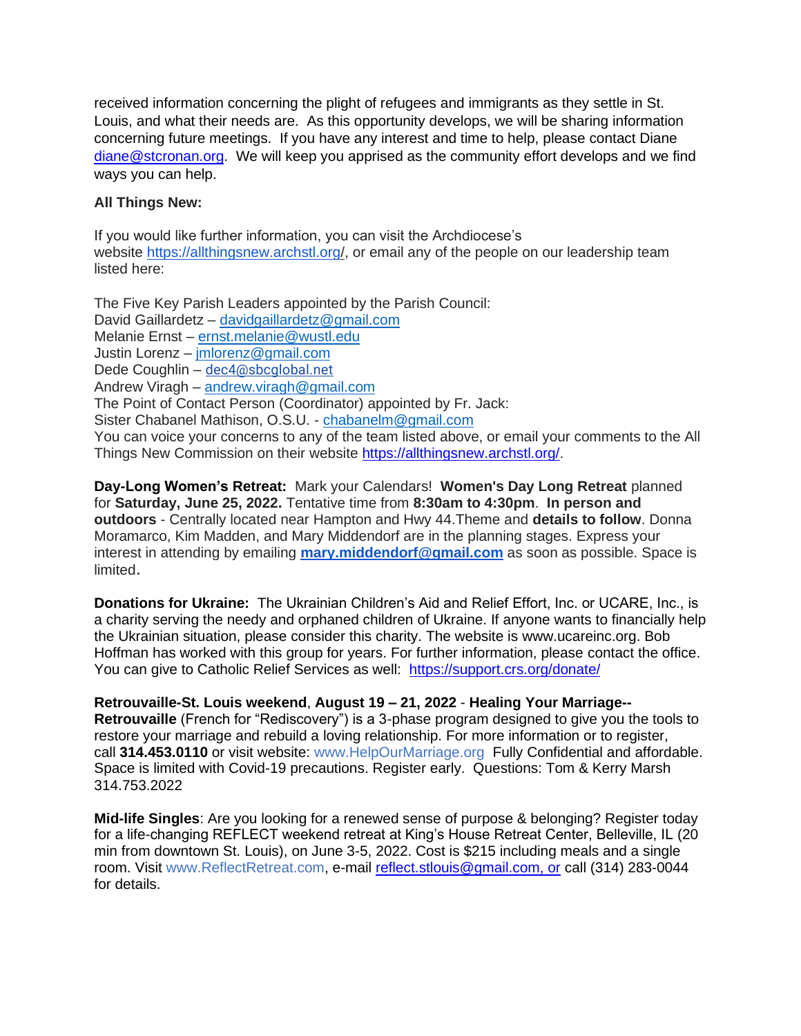received information concerning the plight of refugees and immigrants as they settle in St. Louis, and what their needs are. As this opportunity develops, we will be sharing information concerning future meetings. If you have any interest and time to help, please contact Diane diane@stcronan.org. We will keep you apprised as the community effort develops and we find ways you can help.

**All Things New:**

If you would like further information, you can visit the Archdiocese's website https://allthingsnew.archstl.org/, or email any of the people on our leadership team listed here:

The Five Key Parish Leaders appointed by the Parish Council:
David Gaillardetz – davidgaillardetz@gmail.com
Melanie Ernst – ernst.melanie@wustl.edu
Justin Lorenz – jmlorenz@gmail.com
Dede Coughlin – dec4@sbcglobal.net
Andrew Viragh – andrew.viragh@gmail.com
The Point of Contact Person (Coordinator) appointed by Fr. Jack:
Sister Chabanel Mathison, O.S.U. - chabanelm@gmail.com
You can voice your concerns to any of the team listed above, or email your comments to the All Things New Commission on their website https://allthingsnew.archstl.org/.

**Day-Long Women's Retreat:** Mark your Calendars! **Women's Day Long Retreat** planned for **Saturday, June 25, 2022.** Tentative time from **8:30am to 4:30pm**. **In person and outdoors** - Centrally located near Hampton and Hwy 44.Theme and **details to follow**. Donna Moramarco, Kim Madden, and Mary Middendorf are in the planning stages. Express your interest in attending by emailing **mary.middendorf@gmail.com** as soon as possible. Space is limited.

**Donations for Ukraine:** The Ukrainian Children's Aid and Relief Effort, Inc. or UCARE, Inc., is a charity serving the needy and orphaned children of Ukraine. If anyone wants to financially help the Ukrainian situation, please consider this charity. The website is www.ucareinc.org. Bob Hoffman has worked with this group for years. For further information, please contact the office. You can give to Catholic Relief Services as well: https://support.crs.org/donate/

**Retrouvaille-St. Louis weekend**, **August 19 – 21, 2022** - **Healing Your Marriage--Retrouvaille** (French for "Rediscovery") is a 3-phase program designed to give you the tools to restore your marriage and rebuild a loving relationship. For more information or to register, call **314.453.0110** or visit website: www.HelpOurMarriage.org Fully Confidential and affordable. Space is limited with Covid-19 precautions. Register early. Questions: Tom & Kerry Marsh 314.753.2022

**Mid-life Singles**: Are you looking for a renewed sense of purpose & belonging? Register today for a life-changing REFLECT weekend retreat at King's House Retreat Center, Belleville, IL (20 min from downtown St. Louis), on June 3-5, 2022. Cost is $215 including meals and a single room. Visit www.ReflectRetreat.com, e-mail reflect.stlouis@gmail.com, or call (314) 283-0044 for details.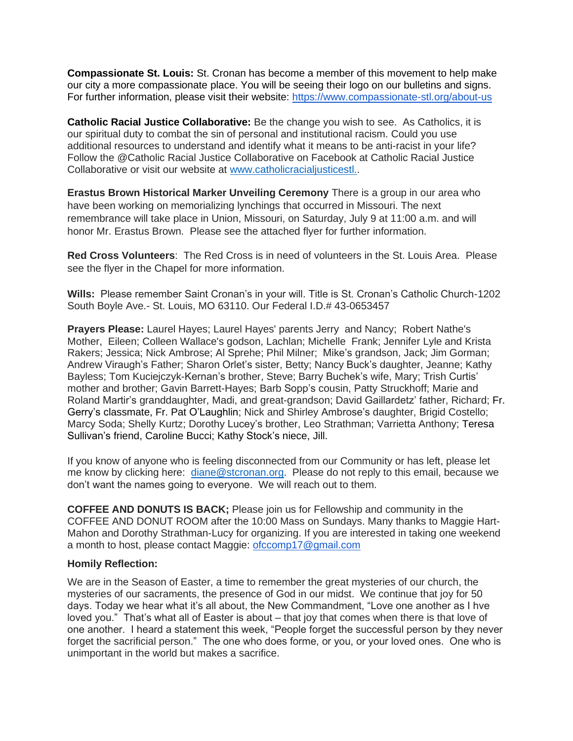**Compassionate St. Louis:** St. Cronan has become a member of this movement to help make our city a more compassionate place. You will be seeing their logo on our bulletins and signs. For further information, please visit their website: https://www.compassionate-stl.org/about-us

**Catholic Racial Justice Collaborative:** Be the change you wish to see. As Catholics, it is our spiritual duty to combat the sin of personal and institutional racism. Could you use additional resources to understand and identify what it means to be anti-racist in your life? Follow the @Catholic Racial Justice Collaborative on Facebook at Catholic Racial Justice Collaborative or visit our website at www.catholicracialjusticestl..

**Erastus Brown Historical Marker Unveiling Ceremony** There is a group in our area who have been working on memorializing lynchings that occurred in Missouri. The next remembrance will take place in Union, Missouri, on Saturday, July 9 at 11:00 a.m. and will honor Mr. Erastus Brown. Please see the attached flyer for further information.

**Red Cross Volunteers**: The Red Cross is in need of volunteers in the St. Louis Area. Please see the flyer in the Chapel for more information.

**Wills:** Please remember Saint Cronan's in your will. Title is St. Cronan's Catholic Church-1202 South Boyle Ave.- St. Louis, MO 63110. Our Federal I.D.# 43-0653457

**Prayers Please:** Laurel Hayes; Laurel Hayes' parents Jerry and Nancy; Robert Nathe's Mother, Eileen; Colleen Wallace's godson, Lachlan; Michelle Frank; Jennifer Lyle and Krista Rakers; Jessica; Nick Ambrose; Al Sprehe; Phil Milner; Mike's grandson, Jack; Jim Gorman; Andrew Viraugh's Father; Sharon Orlet's sister, Betty; Nancy Buck's daughter, Jeanne; Kathy Bayless; Tom Kuciejczyk-Kernan's brother, Steve; Barry Buchek's wife, Mary; Trish Curtis' mother and brother; Gavin Barrett-Hayes; Barb Sopp's cousin, Patty Struckhoff; Marie and Roland Martir's granddaughter, Madi, and great-grandson; David Gaillardetz' father, Richard; Fr. Gerry's classmate, Fr. Pat O'Laughlin; Nick and Shirley Ambrose's daughter, Brigid Costello; Marcy Soda; Shelly Kurtz; Dorothy Lucey's brother, Leo Strathman; Varrietta Anthony; Teresa Sullivan's friend, Caroline Bucci; Kathy Stock's niece, Jill.

If you know of anyone who is feeling disconnected from our Community or has left, please let me know by clicking here: diane@stcronan.org. Please do not reply to this email, because we don't want the names going to everyone. We will reach out to them.

**COFFEE AND DONUTS IS BACK;** Please join us for Fellowship and community in the COFFEE AND DONUT ROOM after the 10:00 Mass on Sundays. Many thanks to Maggie Hart-Mahon and Dorothy Strathman-Lucy for organizing. If you are interested in taking one weekend a month to host, please contact Maggie: ofccomp17@gmail.com

**Homily Reflection:**

We are in the Season of Easter, a time to remember the great mysteries of our church, the mysteries of our sacraments, the presence of God in our midst. We continue that joy for 50 days. Today we hear what it's all about, the New Commandment, "Love one another as I hve loved you." That's what all of Easter is about – that joy that comes when there is that love of one another. I heard a statement this week, "People forget the successful person by they never forget the sacrificial person." The one who does forme, or you, or your loved ones. One who is unimportant in the world but makes a sacrifice.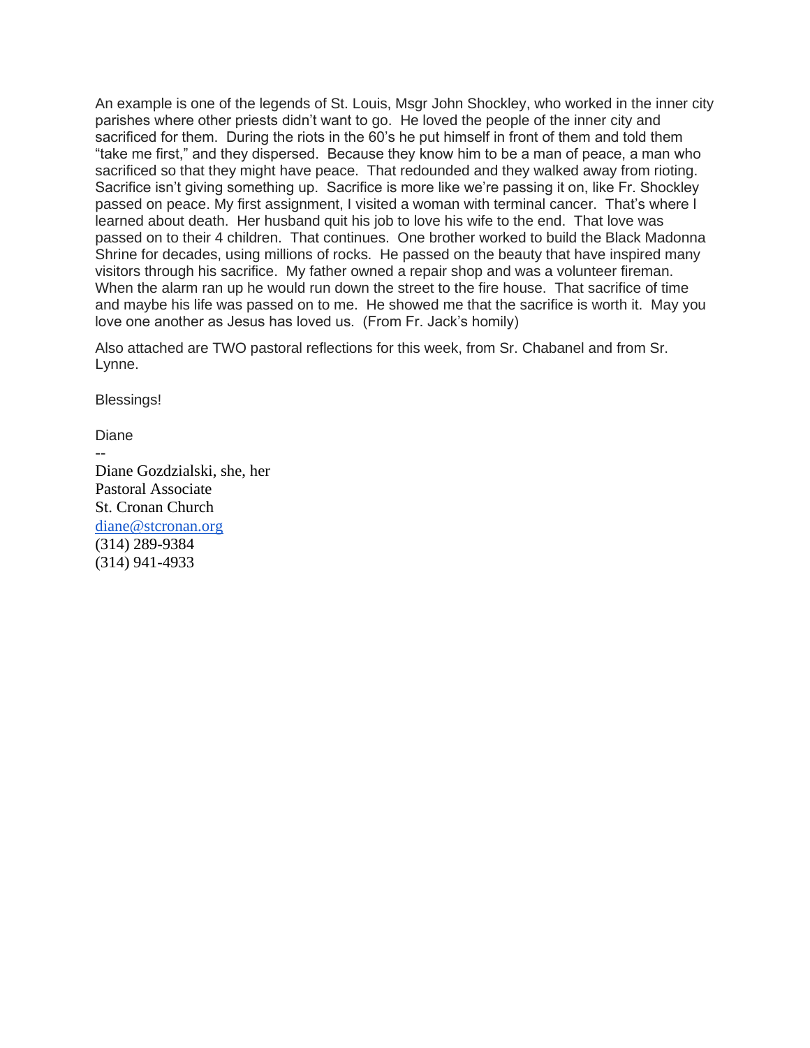An example is one of the legends of St. Louis, Msgr John Shockley, who worked in the inner city parishes where other priests didn't want to go. He loved the people of the inner city and sacrificed for them. During the riots in the 60's he put himself in front of them and told them "take me first," and they dispersed. Because they know him to be a man of peace, a man who sacrificed so that they might have peace. That redounded and they walked away from rioting. Sacrifice isn't giving something up. Sacrifice is more like we're passing it on, like Fr. Shockley passed on peace. My first assignment, I visited a woman with terminal cancer. That's where I learned about death. Her husband quit his job to love his wife to the end. That love was passed on to their 4 children. That continues. One brother worked to build the Black Madonna Shrine for decades, using millions of rocks. He passed on the beauty that have inspired many visitors through his sacrifice. My father owned a repair shop and was a volunteer fireman. When the alarm ran up he would run down the street to the fire house. That sacrifice of time and maybe his life was passed on to me. He showed me that the sacrifice is worth it. May you love one another as Jesus has loved us. (From Fr. Jack's homily)

Also attached are TWO pastoral reflections for this week, from Sr. Chabanel and from Sr. Lynne.

Blessings!

Diane

--
Diane Gozdzialski, she, her
Pastoral Associate
St. Cronan Church
diane@stcronan.org
(314) 289-9384
(314) 941-4933